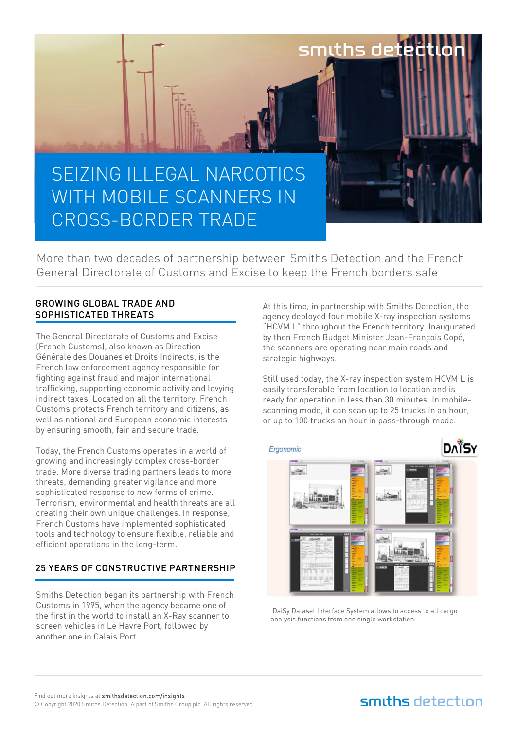# SEIZING ILLEGAL NARCOTICS WITH MOBILE SCANNERS IN CROSS-BORDER TRADE

More than two decades of partnership between Smiths Detection and the French General Directorate of Customs and Excise to keep the French borders safe

## GROWING GLOBAL TRADE AND SOPHISTICATED THREATS

The General Directorate of Customs and Excise (French Customs), also known as Direction Générale des Douanes et Droits Indirects, is the French law enforcement agency responsible for fighting against fraud and major international trafficking, supporting economic activity and levying indirect taxes. Located on all the territory, French Customs protects French territory and citizens, as well as national and European economic interests by ensuring smooth, fair and secure trade.

Today, the French Customs operates in a world of growing and increasingly complex cross-border trade. More diverse trading partners leads to more threats, demanding greater vigilance and more sophisticated response to new forms of crime. Terrorism, environmental and health threats are all creating their own unique challenges. In response, French Customs have implemented sophisticated tools and technology to ensure flexible, reliable and efficient operations in the long-term.

## 25 YEARS OF CONSTRUCTIVE PARTNERSHIP

Smiths Detection began its partnership with French Customs in 1995, when the agency became one of the first in the world to install an X-Ray scanner to screen vehicles in Le Havre Port, followed by another one in Calais Port.

At this time, in partnership with Smiths Detection, the agency deployed four mobile X-ray inspection systems "HCVM L" throughout the French territory. Inaugurated by then French Budget Minister Jean-François Copé, the scanners are operating near main roads and strategic highways.

Still used today, the X-ray inspection system HCVM L is easily transferable from location to location and is ready for operation in less than 30 minutes. In mobile-scanning mode, it can scan up to 25 trucks in an hour, or up to 100 trucks an hour in pass-through mode.

DaiSy Dataset Interface System allows to access to all cargo analysis functions from one single workstation.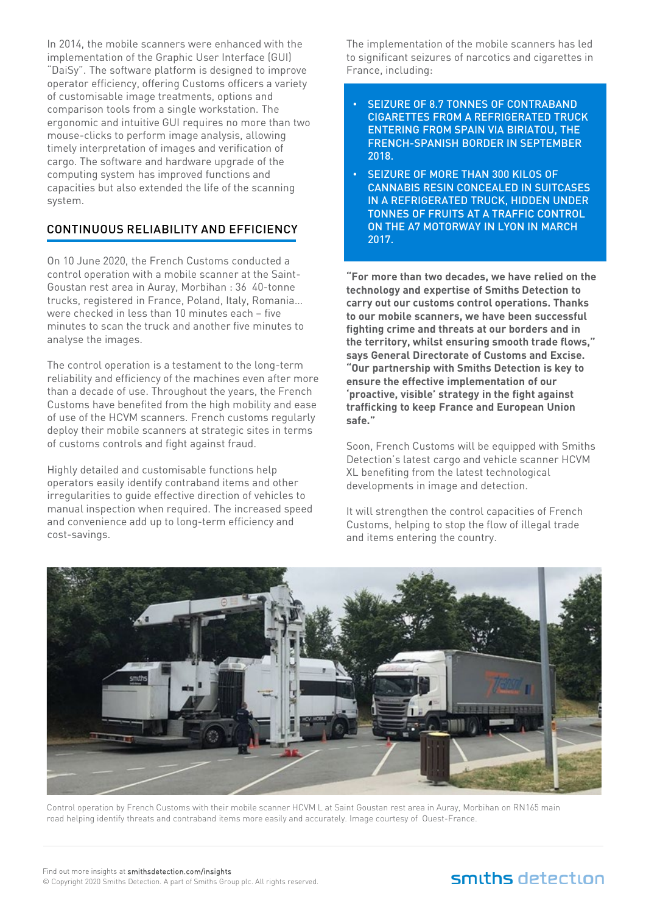In 2014, the mobile scanners were enhanced with the implementation of the Graphic User Interface (GUI) "DaiSy". The software platform is designed to improve operator efficiency, offering Customs officers a variety of customisable image treatments, options and comparison tools from a single workstation. The ergonomic and intuitive GUI requires no more than two mouse-clicks to perform image analysis, allowing timely interpretation of images and verification of cargo. The software and hardware upgrade of the computing system has improved functions and capacities but also extended the life of the scanning system.

## CONTINUOUS RELIABILITY AND EFFICIENCY

On 10 June 2020, the French Customs conducted a control operation with a mobile scanner at the Saint-Goustan rest area in Auray, Morbihan : 36 40-tonne trucks, registered in France, Poland, Italy, Romania... were checked in less than 10 minutes each – five minutes to scan the truck and another five minutes to analyse the images.

The control operation is a testament to the long-term reliability and efficiency of the machines even after more than a decade of use. Throughout the years, the French Customs have benefited from the high mobility and ease of use of the HCVM scanners. French customs regularly deploy their mobile scanners at strategic sites in terms of customs controls and fight against fraud.

Highly detailed and customisable functions help operators easily identify contraband items and other irregularities to guide effective direction of vehicles to manual inspection when required. The increased speed and convenience add up to long-term efficiency and cost-savings.

The implementation of the mobile scanners has led to significant seizures of narcotics and cigarettes in France, including:

- SEIZURE OF 8.7 TONNES OF CONTRABAND CIGARETTES FROM A REFRIGERATED TRUCK ENTERING FROM SPAIN VIA BIRIATOU, THE FRENCH-SPANISH BORDER IN SEPTEMBER 2018.
- SEIZURE OF MORE THAN 300 KILOS OF CANNABIS RESIN CONCEALED IN SUITCASES IN A REFRIGERATED TRUCK, HIDDEN UNDER TONNES OF FRUITS AT A TRAFFIC CONTROL ON THE A7 MOTORWAY IN LYON IN MARCH 2017.

**"For more than two decades, we have relied on the technology and expertise of Smiths Detection to carry out our customs control operations. Thanks to our mobile scanners, we have been successful fighting crime and threats at our borders and in the territory, whilst ensuring smooth trade flows," says General Directorate of Customs and Excise. "Our partnership with Smiths Detection is key to ensure the effective implementation of our 'proactive, visible' strategy in the fight against trafficking to keep France and European Union safe."**

Soon, French Customs will be equipped with Smiths Detection's latest cargo and vehicle scanner HCVM XL benefiting from the latest technological developments in image and detection.

It will strengthen the control capacities of French Customs, helping to stop the flow of illegal trade and items entering the country.

Control operation by French Customs with their mobile scanner HCVM L at Saint Goustan rest area in Auray, Morbihan on RN165 main road helping identify threats and contraband items more easily and accurately. Image courtesy of Ouest-France.

Find out more insights at smithsdetection.com/insights
© Copyright 2020 Smiths Detection. A part of Smiths Group plc. All rights reserved.